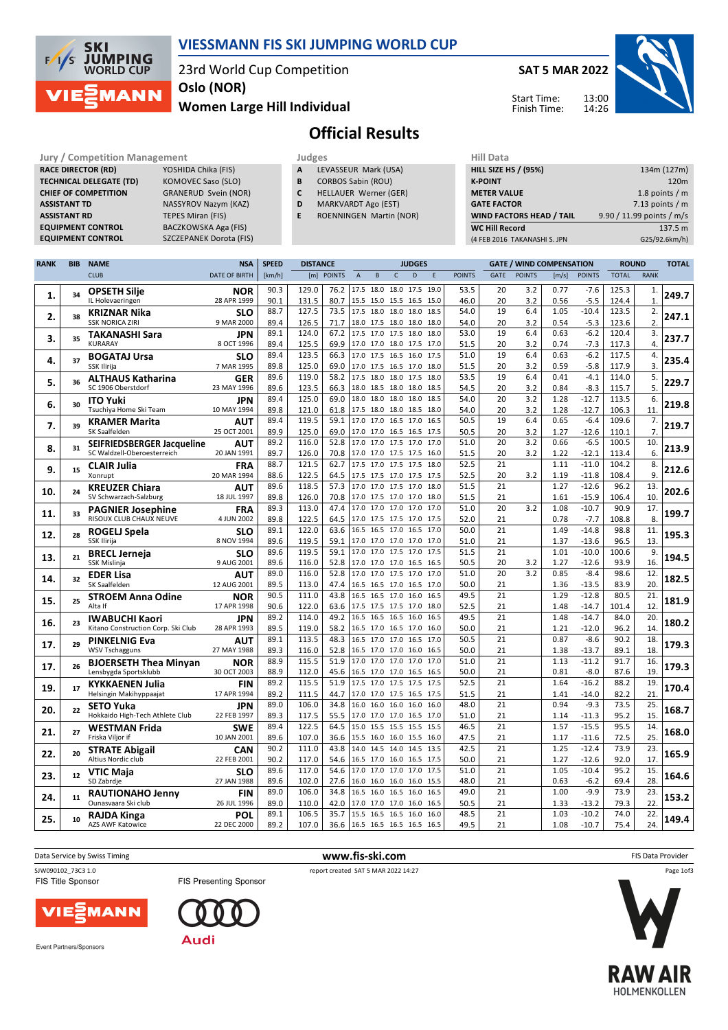# VIESSMANN FIS SKI JUMPING WORLD CUP

23rd World Cup Competition
Oslo (NOR)
Women Large Hill Individual

SAT 5 MAR 2022

Start Time: 13:00
Finish Time: 14:26

## Official Results

| Jury / Competition Management | |
|---|---|
| RACE DIRECTOR (RD) | YOSHIDA Chika (FIS) |
| TECHNICAL DELEGATE (TD) | KOMOVEC Saso (SLO) |
| CHIEF OF COMPETITION | GRANERUD Svein (NOR) |
| ASSISTANT TD | NASSYROV Nazym (KAZ) |
| ASSISTANT RD | TEPES Miran (FIS) |
| EQUIPMENT CONTROL | BACZKOWSKA Aga (FIS) |
| EQUIPMENT CONTROL | SZCZEPANEK Dorota (FIS) |

| Judges | |
|---|---|
| A | LEVASSEUR Mark (USA) |
| B | CORBOS Sabin (ROU) |
| C | HELLAUER Werner (GER) |
| D | MARKVARDT Ago (EST) |
| E | ROENNINGEN Martin (NOR) |

| Hill Data | |
|---|---|
| HILL SIZE HS / (95%) | 134m (127m) |
| K-POINT | 120m |
| METER VALUE | 1.8 points / m |
| GATE FACTOR | 7.13 points / m |
| WIND FACTORS HEAD / TAIL | 9.90 / 11.99 points / m/s |
| WC Hill Record | 137.5 m |
| (4 FEB 2016 TAKANASHI S. JPN | G25/92.6km/h) |

| RANK | BIB | NAME / CLUB | NSA / DATE OF BIRTH | SPEED [km/h] | DISTANCE [m] | DISTANCE POINTS | A | B | C | D | E | JUDGES POINTS | GATE | GATE POINTS | WIND [m/s] | WIND POINTS | ROUND TOTAL | ROUND RANK | TOTAL |
|---|---|---|---|---|---|---|---|---|---|---|---|---|---|---|---|---|---|---|---|
| 1. | 34 | OPSETH Silje | NOR | 90.3 | 129.0 | 76.2 | 17.5 | 18.0 | 18.0 | 17.5 | 19.0 | 53.5 | 20 | 3.2 | 0.77 | -7.6 | 125.3 | 1. | 249.7 |
| | | IL Holevaeringen | 28 APR 1999 | 90.1 | 131.5 | 80.7 | 15.5 | 15.0 | 15.5 | 16.5 | 15.0 | 46.0 | 20 | 3.2 | 0.56 | -5.5 | 124.4 | 1. | |
| 2. | 38 | KRIZNAR Nika | SLO | 88.7 | 127.5 | 73.5 | 17.5 | 18.0 | 18.0 | 18.0 | 18.5 | 54.0 | 19 | 6.4 | 1.05 | -10.4 | 123.5 | 2. | 247.1 |
| | | SSK NORICA ZIRI | 9 MAR 2000 | 89.4 | 126.5 | 71.7 | 18.0 | 17.5 | 18.0 | 18.0 | 18.0 | 54.0 | 20 | 3.2 | 0.54 | -5.3 | 123.6 | 2. | |
| 3. | 35 | TAKANASHI Sara | JPN | 89.1 | 124.0 | 67.2 | 17.5 | 17.0 | 17.5 | 18.0 | 18.0 | 53.0 | 19 | 6.4 | 0.63 | -6.2 | 120.4 | 3. | 237.7 |
| | | KURARAY | 8 OCT 1996 | 89.4 | 125.5 | 69.9 | 17.0 | 17.0 | 18.0 | 17.5 | 17.0 | 51.5 | 20 | 3.2 | 0.74 | -7.3 | 117.3 | 4. | |
| 4. | 37 | BOGATAJ Ursa | SLO | 89.4 | 123.5 | 66.3 | 17.0 | 17.5 | 16.5 | 16.0 | 17.5 | 51.0 | 19 | 6.4 | 0.63 | -6.2 | 117.5 | 4. | 235.4 |
| | | SSK Ilirija | 7 MAR 1995 | 89.8 | 125.0 | 69.0 | 17.0 | 17.5 | 16.5 | 17.0 | 18.0 | 51.5 | 20 | 3.2 | 0.59 | -5.8 | 117.9 | 3. | |
| 5. | 36 | ALTHAUS Katharina | GER | 89.6 | 119.0 | 58.2 | 17.5 | 18.0 | 18.0 | 17.5 | 18.0 | 53.5 | 19 | 6.4 | 0.41 | -4.1 | 114.0 | 5. | 229.7 |
| | | SC 1906 Oberstdorf | 23 MAY 1996 | 89.6 | 123.5 | 66.3 | 18.0 | 18.5 | 18.0 | 18.0 | 18.5 | 54.5 | 20 | 3.2 | 0.84 | -8.3 | 115.7 | 5. | |
| 6. | 30 | ITO Yuki | JPN | 89.4 | 125.0 | 69.0 | 18.0 | 18.0 | 18.0 | 18.0 | 18.5 | 54.0 | 20 | 3.2 | 1.28 | -12.7 | 113.5 | 6. | 219.8 |
| | | Tsuchiya Home Ski Team | 10 MAY 1994 | 89.8 | 121.0 | 61.8 | 17.5 | 18.0 | 18.0 | 18.5 | 18.0 | 54.0 | 20 | 3.2 | 1.28 | -12.7 | 106.3 | 11. | |
| 7. | 39 | KRAMER Marita | AUT | 89.4 | 119.5 | 59.1 | 17.0 | 17.0 | 16.5 | 17.0 | 16.5 | 50.5 | 19 | 6.4 | 0.65 | -6.4 | 109.6 | 7. | 219.7 |
| | | SK Saalfelden | 25 OCT 2001 | 89.9 | 125.0 | 69.0 | 17.0 | 17.0 | 16.5 | 16.5 | 17.5 | 50.5 | 20 | 3.2 | 1.27 | -12.6 | 110.1 | 7. | |
| 8. | 31 | SEIFRIEDSBERGER Jacqueline | AUT | 89.2 | 116.0 | 52.8 | 17.0 | 17.0 | 17.5 | 17.0 | 17.0 | 51.0 | 20 | 3.2 | 0.66 | -6.5 | 100.5 | 10. | 213.9 |
| | | SC Waldzell-Oberoesterreich | 20 JAN 1991 | 89.7 | 126.0 | 70.8 | 17.0 | 17.0 | 17.5 | 17.5 | 16.0 | 51.5 | 20 | 3.2 | 1.22 | -12.1 | 113.4 | 6. | |
| 9. | 15 | CLAIR Julia | FRA | 88.7 | 121.5 | 62.7 | 17.5 | 17.0 | 17.5 | 17.5 | 18.0 | 52.5 | 21 | | 1.11 | -11.0 | 104.2 | 8. | 212.6 |
| | | Xonrupt | 20 MAR 1994 | 88.6 | 122.5 | 64.5 | 17.5 | 17.5 | 17.0 | 17.5 | 17.5 | 52.5 | 20 | 3.2 | 1.19 | -11.8 | 108.4 | 9. | |
| 10. | 24 | KREUZER Chiara | AUT | 89.6 | 118.5 | 57.3 | 17.0 | 17.0 | 17.5 | 17.0 | 18.0 | 51.5 | 21 | | 1.27 | -12.6 | 96.2 | 13. | 202.6 |
| | | SV Schwarzach-Salzburg | 18 JUL 1997 | 89.8 | 126.0 | 70.8 | 17.0 | 17.5 | 17.0 | 17.0 | 18.0 | 51.5 | 21 | | 1.61 | -15.9 | 106.4 | 10. | |
| 11. | 33 | PAGNIER Josephine | FRA | 89.3 | 113.0 | 47.4 | 17.0 | 17.0 | 17.0 | 17.0 | 17.0 | 51.0 | 20 | 3.2 | 1.08 | -10.7 | 90.9 | 17. | 199.7 |
| | | RISOUX CLUB CHAUX NEUVE | 4 JUN 2002 | 89.8 | 122.5 | 64.5 | 17.0 | 17.5 | 17.5 | 17.0 | 17.5 | 52.0 | 21 | | 0.78 | -7.7 | 108.8 | 8. | |
| 12. | 28 | ROGELJ Spela | SLO | 89.1 | 122.0 | 63.6 | 16.5 | 16.5 | 17.0 | 16.5 | 17.0 | 50.0 | 21 | | 1.49 | -14.8 | 98.8 | 11. | 195.3 |
| | | SSK Ilirija | 8 NOV 1994 | 89.6 | 119.5 | 59.1 | 17.0 | 17.0 | 17.0 | 16.5 | 17.0 | 51.0 | 21 | | 1.37 | -13.6 | 96.5 | 13. | |
| 13. | 21 | BRECL Jerneja | SLO | 89.6 | 119.5 | 59.1 | 17.0 | 17.0 | 17.5 | 17.0 | 17.5 | 51.5 | 21 | | 1.01 | -10.0 | 100.6 | 9. | 194.5 |
| | | SSK Mislinja | 9 AUG 2001 | 89.6 | 116.0 | 52.8 | 17.0 | 17.0 | 17.0 | 16.5 | 16.5 | 50.5 | 20 | 3.2 | 1.27 | -12.6 | 93.9 | 16. | |
| 14. | 32 | EDER Lisa | AUT | 89.0 | 116.0 | 52.8 | 17.0 | 17.0 | 17.5 | 17.0 | 17.0 | 51.0 | 20 | 3.2 | 0.85 | -8.4 | 98.6 | 12. | 182.5 |
| | | SK Saalfelden | 12 AUG 2001 | 89.5 | 113.0 | 47.4 | 16.5 | 16.5 | 17.0 | 16.5 | 17.0 | 50.0 | 21 | | 1.36 | -13.5 | 83.9 | 20. | |
| 15. | 25 | STROEM Anna Odine | NOR | 90.5 | 111.0 | 43.8 | 16.5 | 16.5 | 17.0 | 16.0 | 16.5 | 49.5 | 21 | | 1.29 | -12.8 | 80.5 | 21. | 181.9 |
| | | Alta If | 17 APR 1998 | 90.6 | 122.0 | 63.6 | 17.5 | 17.5 | 17.5 | 17.0 | 18.0 | 52.5 | 21 | | 1.48 | -14.7 | 101.4 | 12. | |
| 16. | 23 | IWABUCHI Kaori | JPN | 89.2 | 114.0 | 49.2 | 16.5 | 16.5 | 16.5 | 16.0 | 16.5 | 49.5 | 21 | | 1.48 | -14.7 | 84.0 | 20. | 180.2 |
| | | Kitano Construction Corp. Ski Club | 28 APR 1993 | 89.5 | 119.0 | 58.2 | 16.5 | 17.0 | 16.5 | 17.0 | 16.0 | 50.0 | 21 | | 1.21 | -12.0 | 96.2 | 14. | |
| 17. | 29 | PINKELNIG Eva | AUT | 89.1 | 113.5 | 48.3 | 16.5 | 17.0 | 17.0 | 16.5 | 17.0 | 50.5 | 21 | | 0.87 | -8.6 | 90.2 | 18. | 179.3 |
| | | WSV Tschagguns | 27 MAY 1988 | 89.3 | 116.0 | 52.8 | 16.5 | 17.0 | 17.0 | 16.0 | 16.5 | 50.0 | 21 | | 1.38 | -13.7 | 89.1 | 18. | |
| 17. | 26 | BJOERSETH Thea Minyan | NOR | 88.9 | 115.5 | 51.9 | 17.0 | 17.0 | 17.0 | 17.0 | 17.0 | 51.0 | 21 | | 1.13 | -11.2 | 91.7 | 16. | 179.3 |
| | | Lensbygda Sportsklubb | 30 OCT 2003 | 88.9 | 112.0 | 45.6 | 16.5 | 17.0 | 17.0 | 16.5 | 16.5 | 50.0 | 21 | | 0.81 | -8.0 | 87.6 | 19. | |
| 19. | 17 | KYKKAENEN Julia | FIN | 89.2 | 115.5 | 51.9 | 17.5 | 17.0 | 17.5 | 17.5 | 17.5 | 52.5 | 21 | | 1.64 | -16.2 | 88.2 | 19. | 170.4 |
| | | Helsingin Makihyppaajat | 17 APR 1994 | 89.2 | 111.5 | 44.7 | 17.0 | 17.0 | 17.5 | 16.5 | 17.5 | 51.5 | 21 | | 1.41 | -14.0 | 82.2 | 21. | |
| 20. | 22 | SETO Yuka | JPN | 89.0 | 106.0 | 34.8 | 16.0 | 16.0 | 16.0 | 16.0 | 16.0 | 48.0 | 21 | | 0.94 | -9.3 | 73.5 | 25. | 168.7 |
| | | Hokkaido High-Tech Athlete Club | 22 FEB 1997 | 89.3 | 117.5 | 55.5 | 17.0 | 17.0 | 17.0 | 16.5 | 17.0 | 51.0 | 21 | | 1.14 | -11.3 | 95.2 | 15. | |
| 21. | 27 | WESTMAN Frida | SWE | 89.4 | 122.5 | 64.5 | 15.0 | 15.5 | 15.5 | 15.5 | 15.5 | 46.5 | 21 | | 1.57 | -15.5 | 95.5 | 14. | 168.0 |
| | | Friska Viljor if | 10 JAN 2001 | 89.6 | 107.0 | 36.6 | 15.5 | 16.0 | 16.0 | 15.5 | 16.0 | 47.5 | 21 | | 1.17 | -11.6 | 72.5 | 25. | |
| 22. | 20 | STRATE Abigail | CAN | 90.2 | 111.0 | 43.8 | 14.0 | 14.5 | 14.0 | 14.5 | 13.5 | 42.5 | 21 | | 1.25 | -12.4 | 73.9 | 23. | 165.9 |
| | | Altius Nordic club | 22 FEB 2001 | 90.2 | 117.0 | 54.6 | 16.5 | 17.0 | 16.0 | 16.5 | 17.5 | 50.0 | 21 | | 1.27 | -12.6 | 92.0 | 17. | |
| 23. | 12 | VTIC Maja | SLO | 89.6 | 117.0 | 54.6 | 17.0 | 17.0 | 17.0 | 17.0 | 17.5 | 51.0 | 21 | | 1.05 | -10.4 | 95.2 | 15. | 164.6 |
| | | SD Zabrdje | 27 JAN 1988 | 89.6 | 102.0 | 27.6 | 16.0 | 16.0 | 16.0 | 16.0 | 15.5 | 48.0 | 21 | | 0.63 | -6.2 | 69.4 | 28. | |
| 24. | 11 | RAUTIONAHO Jenny | FIN | 89.0 | 106.0 | 34.8 | 16.5 | 16.0 | 16.5 | 16.0 | 16.5 | 49.0 | 21 | | 1.00 | -9.9 | 73.9 | 23. | 153.2 |
| | | Ounasvaara Ski club | 26 JUL 1996 | 89.0 | 110.0 | 42.0 | 17.0 | 17.0 | 17.0 | 16.0 | 16.5 | 50.5 | 21 | | 1.33 | -13.2 | 79.3 | 22. | |
| 25. | 10 | RAJDA Kinga | POL | 89.1 | 106.5 | 35.7 | 15.5 | 16.5 | 16.5 | 16.0 | 16.0 | 48.5 | 21 | | 1.03 | -10.2 | 74.0 | 22. | 149.4 |
| | | AZS AWF Katowice | 22 DEC 2000 | 89.2 | 107.0 | 36.6 | 16.5 | 16.5 | 16.5 | 16.5 | 16.5 | 49.5 | 21 | | 1.08 | -10.7 | 75.4 | 24. | |

Data Service by Swiss Timing — www.fis-ski.com — FIS Data Provider

SJW090102_73C3 1.0 — report created SAT 5 MAR 2022 14:27

FIS Title Sponsor: VIESSMANN — FIS Presenting Sponsor: Audi

Event Partners/Sponsors: RAW AIR HOLMENKOLLEN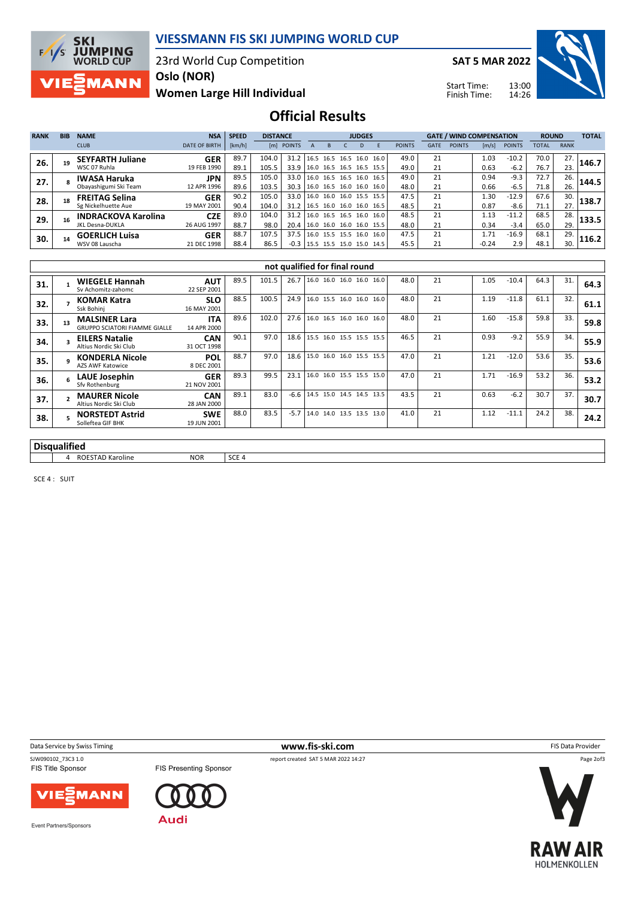# VIESSMANN FIS SKI JUMPING WORLD CUP

23rd World Cup Competition
**Oslo (NOR)**
**Women Large Hill Individual**

**SAT 5 MAR 2022**

Start Time: 13:00
Finish Time: 14:26

## Official Results

| RANK | BIB | NAME / CLUB | NSA / DATE OF BIRTH | SPEED [km/h] | DISTANCE [m] | DISTANCE POINTS | JUDGES A | B | C | D | E | JUDGES POINTS | GATE | GATE POINTS | WIND [m/s] | WIND POINTS | ROUND TOTAL | ROUND RANK | TOTAL |
|---|---|---|---|---|---|---|---|---|---|---|---|---|---|---|---|---|---|---|---|
| 26. | 19 | **SEYFARTH Juliane** | **GER** | 89.7 | 104.0 | 31.2 | 16.5 | 16.5 | 16.5 | 16.0 | 16.0 | 49.0 | 21 | | 1.03 | -10.2 | 70.0 | 27. | **146.7** |
| | | WSC 07 Ruhla | 19 FEB 1990 | 89.1 | 105.5 | 33.9 | 16.0 | 16.5 | 16.5 | 16.5 | 15.5 | 49.0 | 21 | | 0.63 | -6.2 | 76.7 | 23. | |
| 27. | 8 | **IWASA Haruka** | **JPN** | 89.5 | 105.0 | 33.0 | 16.0 | 16.5 | 16.5 | 16.0 | 16.5 | 49.0 | 21 | | 0.94 | -9.3 | 72.7 | 26. | **144.5** |
| | | Obayashigumi Ski Team | 12 APR 1996 | 89.6 | 103.5 | 30.3 | 16.0 | 16.5 | 16.0 | 16.0 | 16.0 | 48.0 | 21 | | 0.66 | -6.5 | 71.8 | 26. | |
| 28. | 18 | **FREITAG Selina** | **GER** | 90.2 | 105.0 | 33.0 | 16.0 | 16.0 | 16.0 | 15.5 | 15.5 | 47.5 | 21 | | 1.30 | -12.9 | 67.6 | 30. | **138.7** |
| | | Sg Nickelhuette Aue | 19 MAY 2001 | 90.4 | 104.0 | 31.2 | 16.5 | 16.0 | 16.0 | 16.0 | 16.5 | 48.5 | 21 | | 0.87 | -8.6 | 71.1 | 27. | |
| 29. | 16 | **INDRACKOVA Karolina** | **CZE** | 89.0 | 104.0 | 31.2 | 16.0 | 16.5 | 16.5 | 16.0 | 16.0 | 48.5 | 21 | | 1.13 | -11.2 | 68.5 | 28. | **133.5** |
| | | JKL Desna-DUKLA | 26 AUG 1997 | 88.7 | 98.0 | 20.4 | 16.0 | 16.0 | 16.0 | 16.0 | 15.5 | 48.0 | 21 | | 0.34 | -3.4 | 65.0 | 29. | |
| 30. | 14 | **GOERLICH Luisa** | **GER** | 88.7 | 107.5 | 37.5 | 16.0 | 15.5 | 15.5 | 16.0 | 16.0 | 47.5 | 21 | | 1.71 | -16.9 | 68.1 | 29. | **116.2** |
| | | WSV 08 Lauscha | 21 DEC 1998 | 88.4 | 86.5 | -0.3 | 15.5 | 15.5 | 15.0 | 15.0 | 14.5 | 45.5 | 21 | | -0.24 | 2.9 | 48.1 | 30. | |

### not qualified for final round

| RANK | BIB | NAME / CLUB | NSA / DATE OF BIRTH | SPEED [km/h] | DISTANCE [m] | DISTANCE POINTS | JUDGES A | B | C | D | E | JUDGES POINTS | GATE | GATE POINTS | WIND [m/s] | WIND POINTS | ROUND TOTAL | ROUND RANK | TOTAL |
|---|---|---|---|---|---|---|---|---|---|---|---|---|---|---|---|---|---|---|---|
| 31. | 1 | **WIEGELE Hannah** Sv Achomitz-zahomc | **AUT** 22 SEP 2001 | 89.5 | 101.5 | 26.7 | 16.0 | 16.0 | 16.0 | 16.0 | 16.0 | 48.0 | 21 | | 1.05 | -10.4 | 64.3 | 31. | **64.3** |
| 32. | 7 | **KOMAR Katra** Ssk Bohinj | **SLO** 16 MAY 2001 | 88.5 | 100.5 | 24.9 | 16.0 | 15.5 | 16.0 | 16.0 | 16.0 | 48.0 | 21 | | 1.19 | -11.8 | 61.1 | 32. | **61.1** |
| 33. | 13 | **MALSINER Lara** GRUPPO SCIATORI FIAMME GIALLE | **ITA** 14 APR 2000 | 89.6 | 102.0 | 27.6 | 16.0 | 16.5 | 16.0 | 16.0 | 16.0 | 48.0 | 21 | | 1.60 | -15.8 | 59.8 | 33. | **59.8** |
| 34. | 3 | **EILERS Natalie** Altius Nordic Ski Club | **CAN** 31 OCT 1998 | 90.1 | 97.0 | 18.6 | 15.5 | 16.0 | 15.5 | 15.5 | 15.5 | 46.5 | 21 | | 0.93 | -9.2 | 55.9 | 34. | **55.9** |
| 35. | 9 | **KONDERLA Nicole** AZS AWF Katowice | **POL** 8 DEC 2001 | 88.7 | 97.0 | 18.6 | 15.0 | 16.0 | 16.0 | 15.5 | 15.5 | 47.0 | 21 | | 1.21 | -12.0 | 53.6 | 35. | **53.6** |
| 36. | 6 | **LAUE Josephin** Sfv Rothenburg | **GER** 21 NOV 2001 | 89.3 | 99.5 | 23.1 | 16.0 | 16.0 | 15.5 | 15.5 | 15.0 | 47.0 | 21 | | 1.71 | -16.9 | 53.2 | 36. | **53.2** |
| 37. | 2 | **MAURER Nicole** Altius Nordic Ski Club | **CAN** 28 JAN 2000 | 89.1 | 83.0 | -6.6 | 14.5 | 15.0 | 14.5 | 14.5 | 13.5 | 43.5 | 21 | | 0.63 | -6.2 | 30.7 | 37. | **30.7** |
| 38. | 5 | **NORSTEDT Astrid** Solleftea GIF BHK | **SWE** 19 JUN 2001 | 88.0 | 83.5 | -5.7 | 14.0 | 14.0 | 13.5 | 13.5 | 13.0 | 41.0 | 21 | | 1.12 | -11.1 | 24.2 | 38. | **24.2** |

### Disqualified

| BIB | NAME | NSA | REASON |
|---|---|---|---|
| 4 | ROESTAD Karoline | NOR | SCE 4 |

SCE 4 : SUIT

Data Service by Swiss Timing — www.fis-ski.com — FIS Data Provider

SJW090102_73C3 1.0 — report created SAT 5 MAR 2022 14:27

FIS Title Sponsor: VIESSMANN — FIS Presenting Sponsor: Audi

Event Partners/Sponsors: RAW AIR HOLMENKOLLEN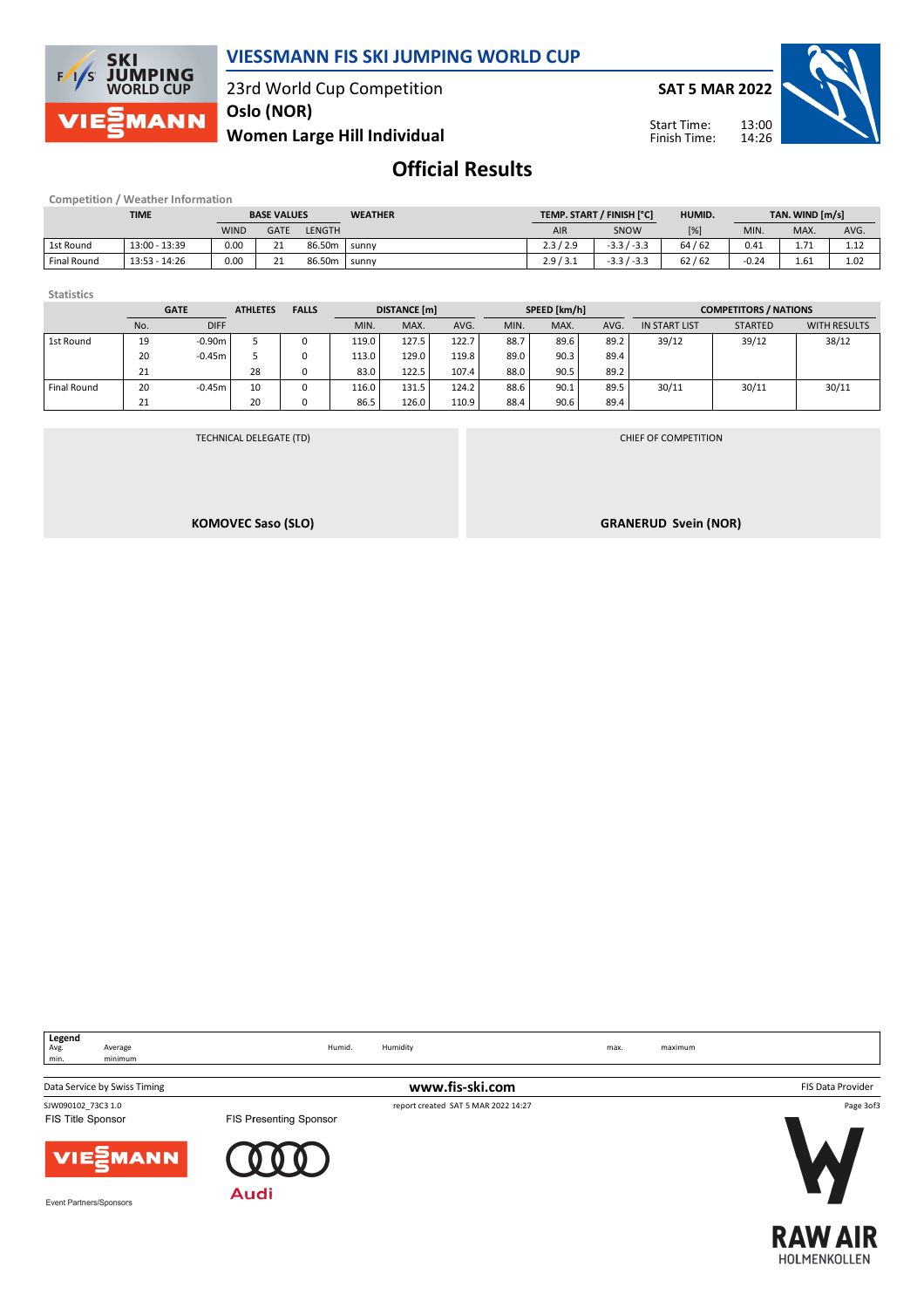# VIESSMANN FIS SKI JUMPING WORLD CUP

23rd World Cup Competition
**Oslo (NOR)**
**Women Large Hill Individual**

**SAT 5 MAR 2022**

Start Time: 13:00
Finish Time: 14:26

## Official Results

**Competition / Weather Information**

| TIME | | BASE VALUES | | | WEATHER | TEMP. START / FINISH [°C] | | HUMID. | TAN. WIND [m/s] | | |
|---|---|---|---|---|---|---|---|---|---|---|---|
| | | WIND | GATE | LENGTH | | AIR | SNOW | [%] | MIN. | MAX. | AVG. |
| 1st Round | 13:00 - 13:39 | 0.00 | 21 | 86.50m | sunny | 2.3 / 2.9 | -3.3 / -3.3 | 64 / 62 | 0.41 | 1.71 | 1.12 |
| Final Round | 13:53 - 14:26 | 0.00 | 21 | 86.50m | sunny | 2.9 / 3.1 | -3.3 / -3.3 | 62 / 62 | -0.24 | 1.61 | 1.02 |

**Statistics**

| | GATE | | ATHLETES | FALLS | DISTANCE [m] | | | SPEED [km/h] | | | COMPETITORS / NATIONS | | |
|---|---|---|---|---|---|---|---|---|---|---|---|---|---|
| | No. | DIFF | | | MIN. | MAX. | AVG. | MIN. | MAX. | AVG. | IN START LIST | STARTED | WITH RESULTS |
| 1st Round | 19 | -0.90m | 5 | 0 | 119.0 | 127.5 | 122.7 | 88.7 | 89.6 | 89.2 | 39/12 | 39/12 | 38/12 |
| | 20 | -0.45m | 5 | 0 | 113.0 | 129.0 | 119.8 | 89.0 | 90.3 | 89.4 | | | |
| | 21 | | 28 | 0 | 83.0 | 122.5 | 107.4 | 88.0 | 90.5 | 89.2 | | | |
| Final Round | 20 | -0.45m | 10 | 0 | 116.0 | 131.5 | 124.2 | 88.6 | 90.1 | 89.5 | 30/11 | 30/11 | 30/11 |
| | 21 | | 20 | 0 | 86.5 | 126.0 | 110.9 | 88.4 | 90.6 | 89.4 | | | |

| TECHNICAL DELEGATE (TD) | CHIEF OF COMPETITION |
|---|---|
| **KOMOVEC Saso (SLO)** | **GRANERUD Svein (NOR)** |

**Legend**

| | | | | | |
|---|---|---|---|---|---|
| Avg. | Average | Humid. | Humidity | max. | maximum |
| min. | minimum | | | | |

Data Service by Swiss Timing — www.fis-ski.com — FIS Data Provider

SJW090102_73C3 1.0 — report created SAT 5 MAR 2022 14:27

FIS Title Sponsor: VIESSMANN
FIS Presenting Sponsor: Audi
Event Partners/Sponsors: RAW AIR HOLMENKOLLEN